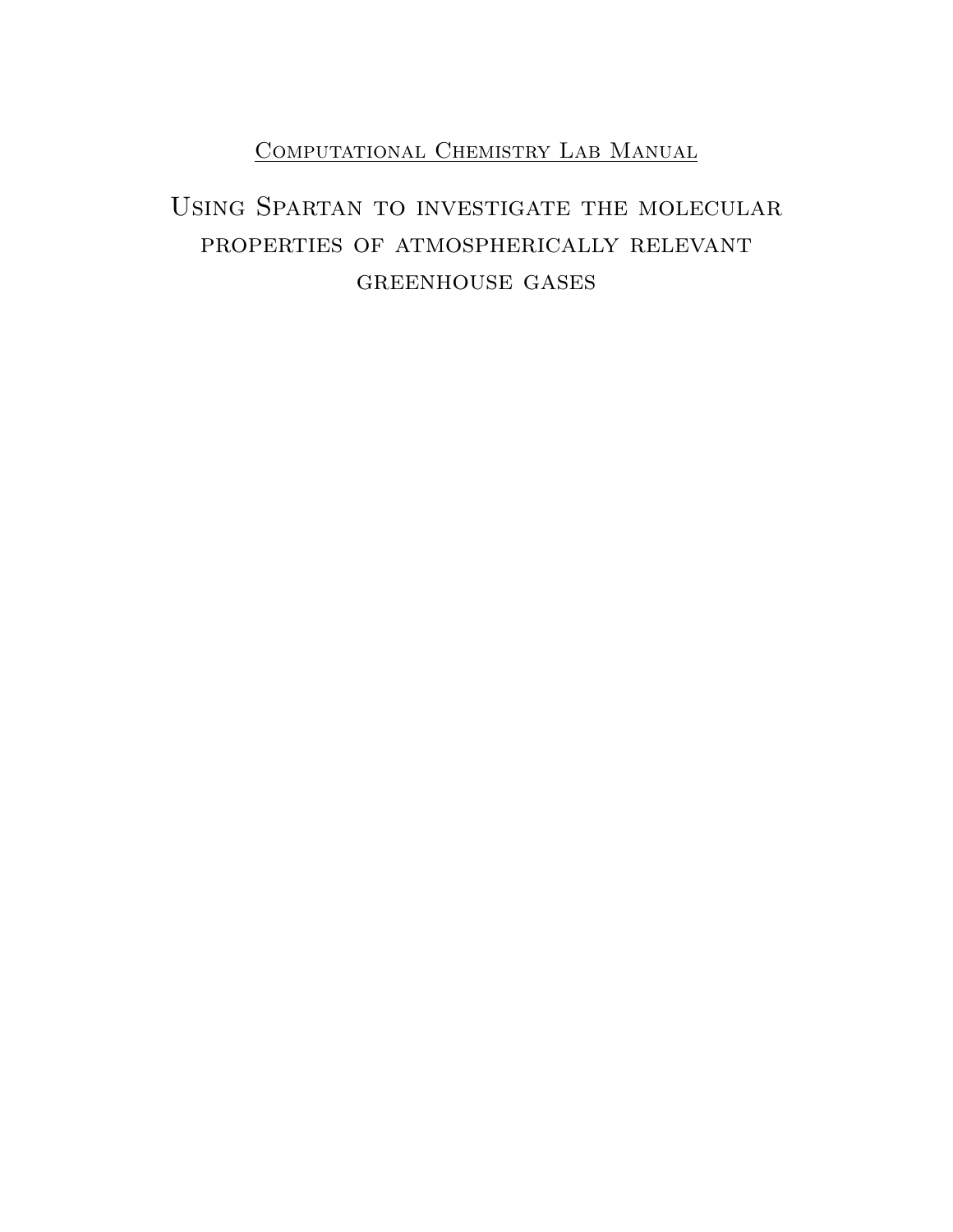<u>Computational Chemistry Lab Manual</u>

# Using Spartan to investigate the molecular properties of atmospherically relevant greenhouse gases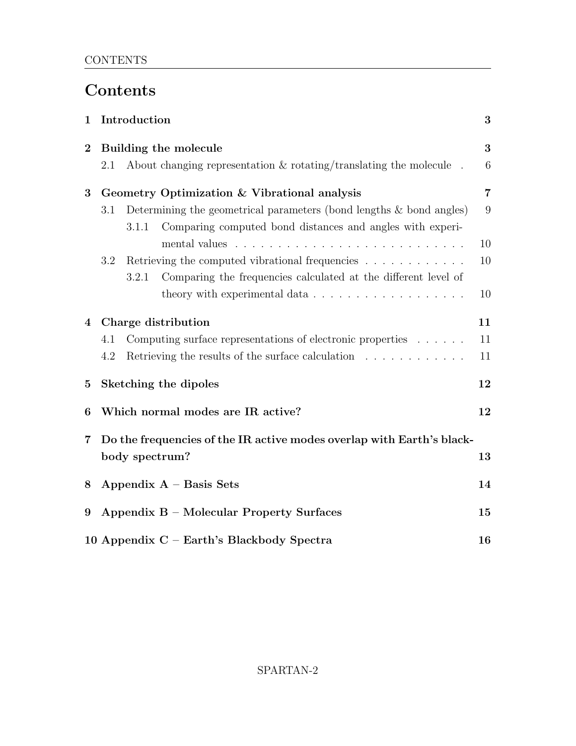# Contents

1 Introduction 3

2 Building the molecule 3
- 2.1 About changing representation & rotating/translating the molecule . 6

3 Geometry Optimization & Vibrational analysis 7
- 3.1 Determining the geometrical parameters (bond lengths & bond angles) 9
  - 3.1.1 Comparing computed bond distances and angles with experimental values . . . . . . . . . . . . . . . . . . . . . . . . . . . 10
- 3.2 Retrieving the computed vibrational frequencies . . . . . . . . . . . . 10
  - 3.2.1 Comparing the frequencies calculated at the different level of theory with experimental data . . . . . . . . . . . . . . . . . . 10

4 Charge distribution 11
- 4.1 Computing surface representations of electronic properties . . . . . . 11
- 4.2 Retrieving the results of the surface calculation . . . . . . . . . . . . 11

5 Sketching the dipoles 12

6 Which normal modes are IR active? 12

7 Do the frequencies of the IR active modes overlap with Earth's blackbody spectrum? 13

8 Appendix A – Basis Sets 14

9 Appendix B – Molecular Property Surfaces 15

10 Appendix C – Earth's Blackbody Spectra 16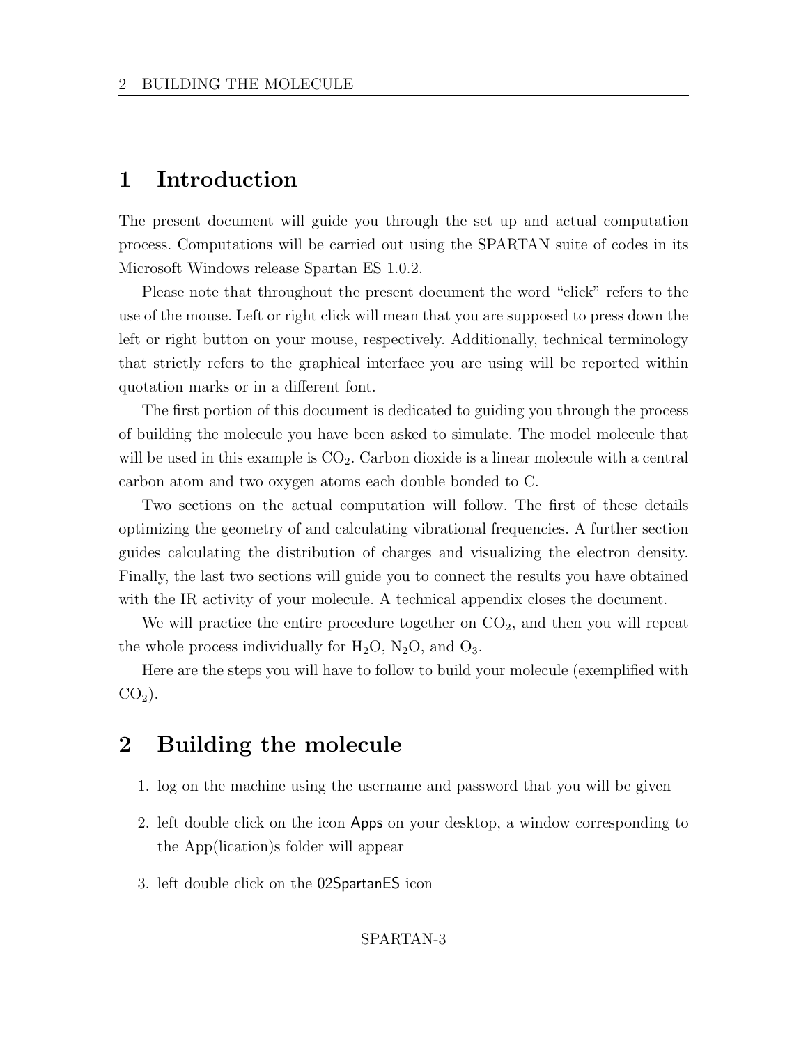# 1 Introduction

The present document will guide you through the set up and actual computation process. Computations will be carried out using the SPARTAN suite of codes in its Microsoft Windows release Spartan ES 1.0.2.

Please note that throughout the present document the word "click" refers to the use of the mouse. Left or right click will mean that you are supposed to press down the left or right button on your mouse, respectively. Additionally, technical terminology that strictly refers to the graphical interface you are using will be reported within quotation marks or in a different font.

The first portion of this document is dedicated to guiding you through the process of building the molecule you have been asked to simulate. The model molecule that will be used in this example is $CO_2$. Carbon dioxide is a linear molecule with a central carbon atom and two oxygen atoms each double bonded to C.

Two sections on the actual computation will follow. The first of these details optimizing the geometry of and calculating vibrational frequencies. A further section guides calculating the distribution of charges and visualizing the electron density. Finally, the last two sections will guide you to connect the results you have obtained with the IR activity of your molecule. A technical appendix closes the document.

We will practice the entire procedure together on $CO_2$, and then you will repeat the whole process individually for $H_2O$, $N_2O$, and $O_3$.

Here are the steps you will have to follow to build your molecule (exemplified with $CO_2$).

# 2 Building the molecule

1. log on the machine using the username and password that you will be given
2. left double click on the icon Apps on your desktop, a window corresponding to the App(lication)s folder will appear
3. left double click on the 02SpartanES icon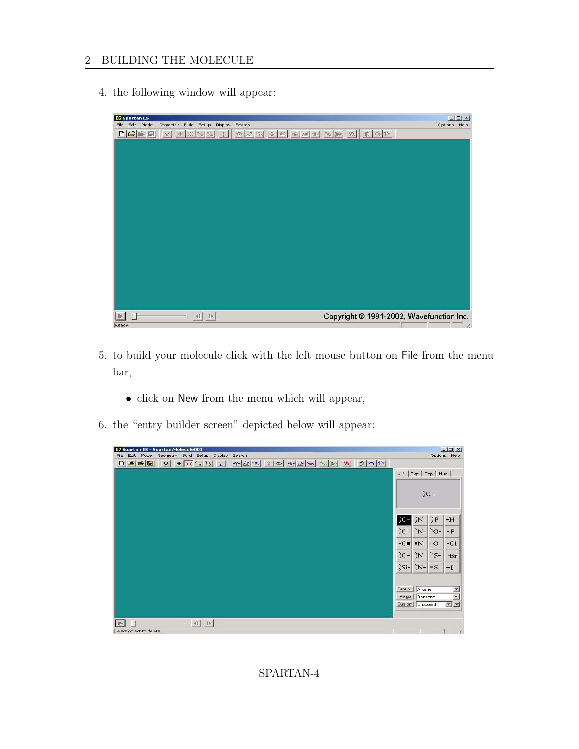4. the following window will appear:

5. to build your molecule click with the left mouse button on File from the menu bar,

   - click on New from the menu which will appear,

6. the "entry builder screen" depicted below will appear: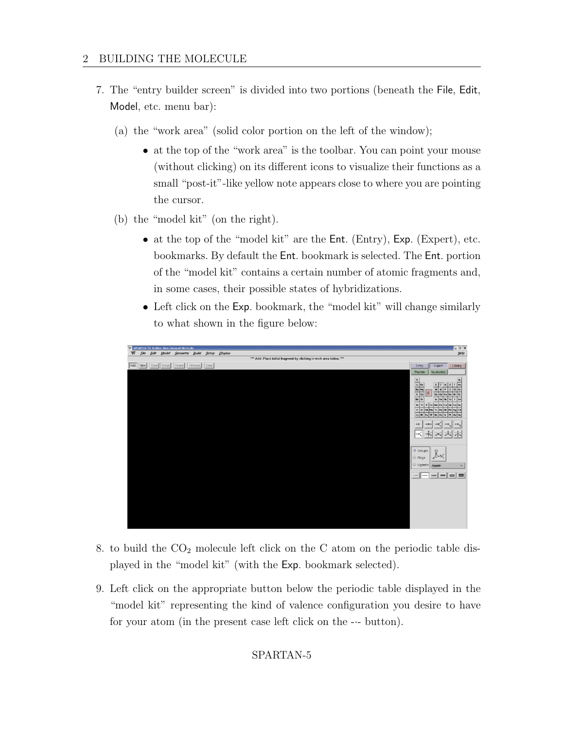7. The “entry builder screen” is divided into two portions (beneath the File, Edit, Model, etc. menu bar):

   (a) the “work area” (solid color portion on the left of the window);

   - at the top of the “work area” is the toolbar. You can point your mouse (without clicking) on its different icons to visualize their functions as a small “post-it”-like yellow note appears close to where you are pointing the cursor.

   (b) the “model kit” (on the right).

   - at the top of the “model kit” are the Ent. (Entry), Exp. (Expert), etc. bookmarks. By default the Ent. bookmark is selected. The Ent. portion of the “model kit” contains a certain number of atomic fragments and, in some cases, their possible states of hybridizations.
   - Left click on the Exp. bookmark, the “model kit” will change similarly to what shown in the figure below:

8. to build the $CO_2$ molecule left click on the C atom on the periodic table displayed in the “model kit” (with the Exp. bookmark selected).

9. Left click on the appropriate button below the periodic table displayed in the “model kit” representing the kind of valence configuration you desire to have for your atom (in the present case left click on the -·- button).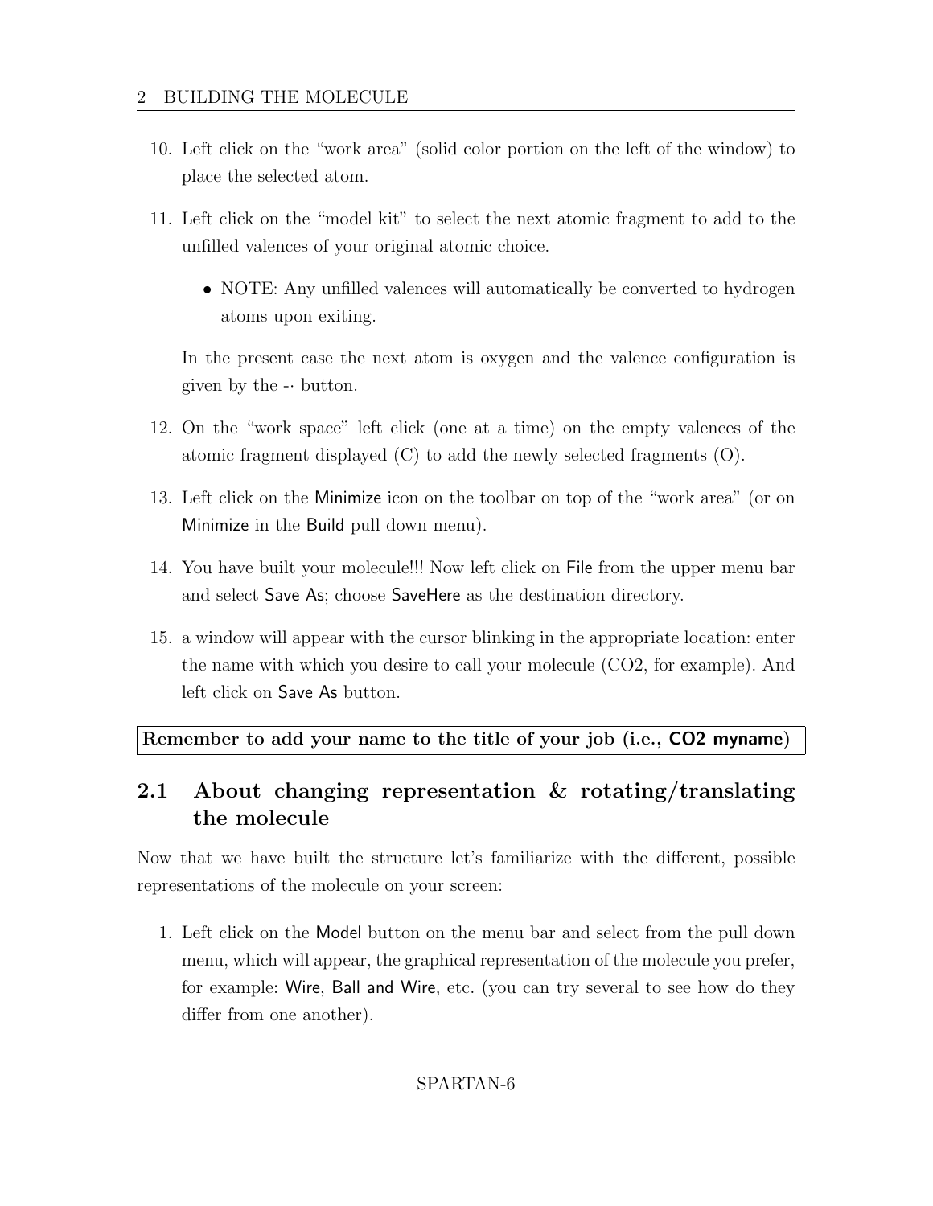10. Left click on the "work area" (solid color portion on the left of the window) to place the selected atom.

11. Left click on the "model kit" to select the next atomic fragment to add to the unfilled valences of your original atomic choice.

    - NOTE: Any unfilled valences will automatically be converted to hydrogen atoms upon exiting.

    In the present case the next atom is oxygen and the valence configuration is given by the -· button.

12. On the "work space" left click (one at a time) on the empty valences of the atomic fragment displayed (C) to add the newly selected fragments (O).

13. Left click on the Minimize icon on the toolbar on top of the "work area" (or on Minimize in the Build pull down menu).

14. You have built your molecule!!! Now left click on File from the upper menu bar and select Save As; choose SaveHere as the destination directory.

15. a window will appear with the cursor blinking in the appropriate location: enter the name with which you desire to call your molecule (CO2, for example). And left click on Save As button.

**Remember to add your name to the title of your job (i.e., CO2_myname)**

## 2.1 About changing representation & rotating/translating the molecule

Now that we have built the structure let's familiarize with the different, possible representations of the molecule on your screen:

1. Left click on the Model button on the menu bar and select from the pull down menu, which will appear, the graphical representation of the molecule you prefer, for example: Wire, Ball and Wire, etc. (you can try several to see how do they differ from one another).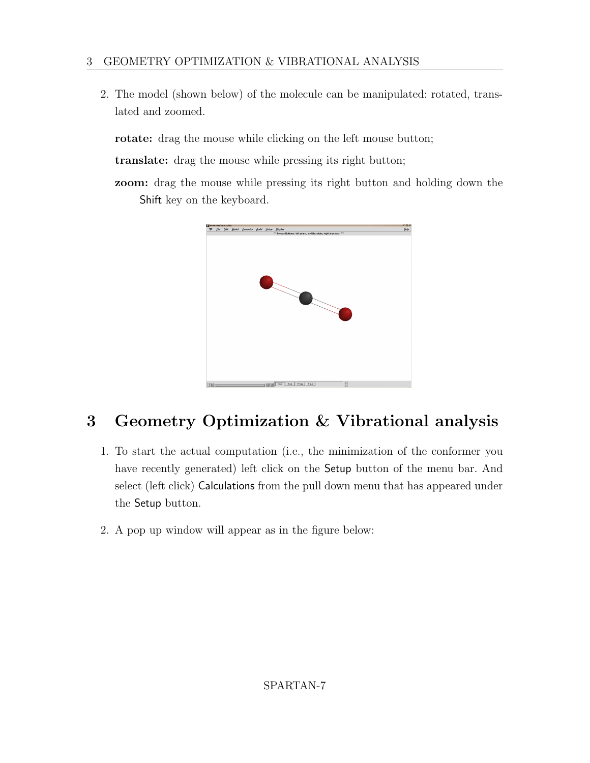2. The model (shown below) of the molecule can be manipulated: rotated, translated and zoomed.

   **rotate:** drag the mouse while clicking on the left mouse button;

   **translate:** drag the mouse while pressing its right button;

   **zoom:** drag the mouse while pressing its right button and holding down the Shift key on the keyboard.

# 3 Geometry Optimization & Vibrational analysis

1. To start the actual computation (i.e., the minimization of the conformer you have recently generated) left click on the Setup button of the menu bar. And select (left click) Calculations from the pull down menu that has appeared under the Setup button.

2. A pop up window will appear as in the figure below: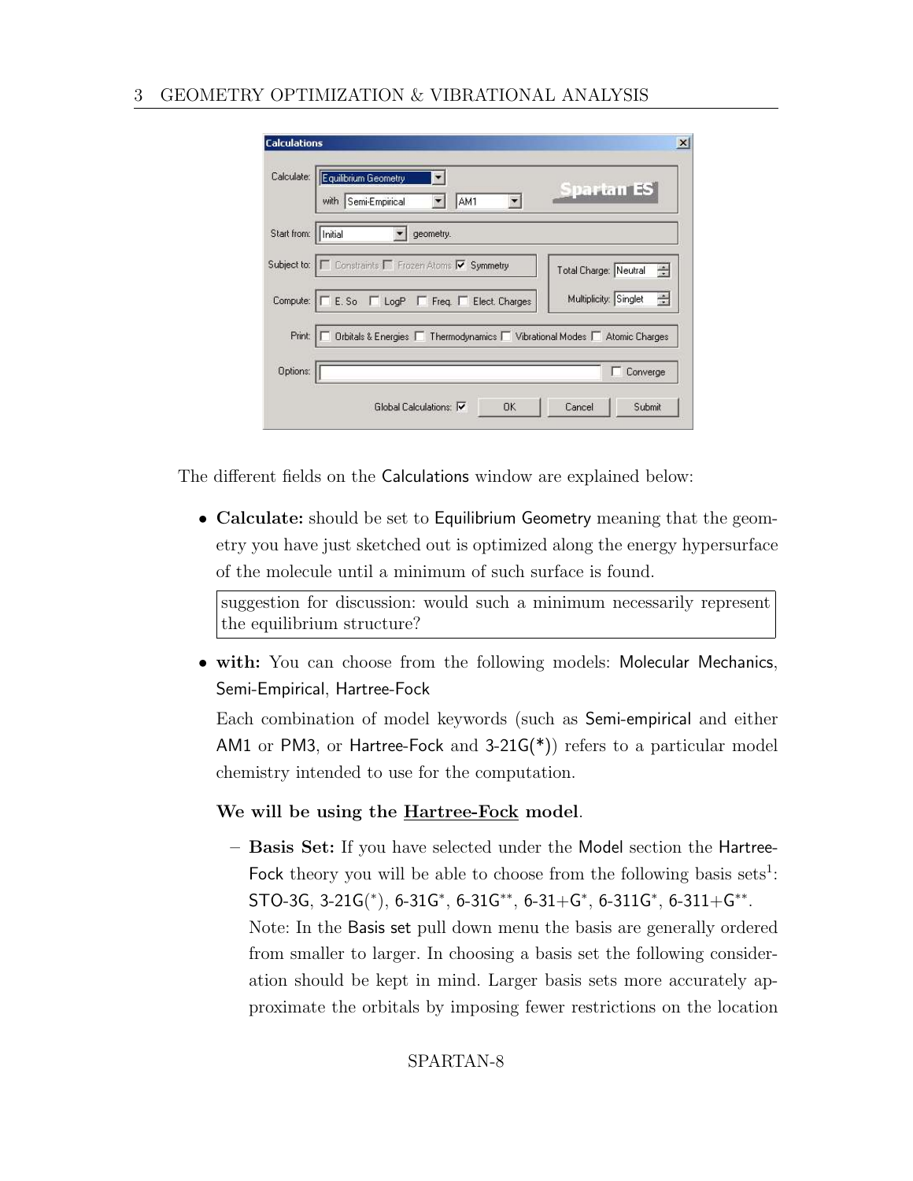The different fields on the Calculations window are explained below:

- **Calculate:** should be set to Equilibrium Geometry meaning that the geometry you have just sketched out is optimized along the energy hypersurface of the molecule until a minimum of such surface is found.

  > suggestion for discussion: would such a minimum necessarily represent the equilibrium structure?

- **with:** You can choose from the following models: Molecular Mechanics, Semi-Empirical, Hartree-Fock

  Each combination of model keywords (such as Semi-empirical and either AM1 or PM3, or Hartree-Fock and 3-21G(*)) refers to a particular model chemistry intended to use for the computation.

  **We will be using the Hartree-Fock model**.

  - **Basis Set:** If you have selected under the Model section the Hartree-Fock theory you will be able to choose from the following basis sets[1]: STO-3G, 3-21G($^*$), 6-31G$^*$, 6-31G$^{**}$, 6-31+G$^*$, 6-311G$^*$, 6-311+G$^{**}$.
    Note: In the Basis set pull down menu the basis are generally ordered from smaller to larger. In choosing a basis set the following consideration should be kept in mind. Larger basis sets more accurately approximate the orbitals by imposing fewer restrictions on the location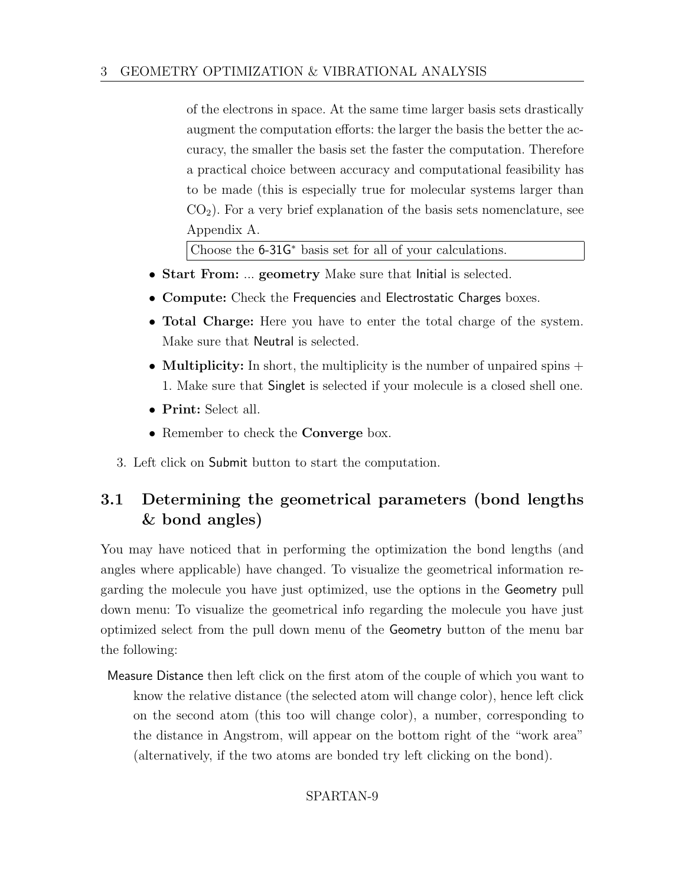of the electrons in space. At the same time larger basis sets drastically augment the computation efforts: the larger the basis the better the accuracy, the smaller the basis set the faster the computation. Therefore a practical choice between accuracy and computational feasibility has to be made (this is especially true for molecular systems larger than $CO_2$). For a very brief explanation of the basis sets nomenclature, see Appendix A.

Choose the 6-31G* basis set for all of your calculations.

- **Start From:** ... **geometry** Make sure that Initial is selected.
- **Compute:** Check the Frequencies and Electrostatic Charges boxes.
- **Total Charge:** Here you have to enter the total charge of the system. Make sure that Neutral is selected.
- **Multiplicity:** In short, the multiplicity is the number of unpaired spins + 1. Make sure that Singlet is selected if your molecule is a closed shell one.
- **Print:** Select all.
- Remember to check the **Converge** box.

3. Left click on Submit button to start the computation.

## 3.1 Determining the geometrical parameters (bond lengths & bond angles)

You may have noticed that in performing the optimization the bond lengths (and angles where applicable) have changed. To visualize the geometrical information regarding the molecule you have just optimized, use the options in the Geometry pull down menu: To visualize the geometrical info regarding the molecule you have just optimized select from the pull down menu of the Geometry button of the menu bar the following:

Measure Distance then left click on the first atom of the couple of which you want to know the relative distance (the selected atom will change color), hence left click on the second atom (this too will change color), a number, corresponding to the distance in Angstrom, will appear on the bottom right of the "work area" (alternatively, if the two atoms are bonded try left clicking on the bond).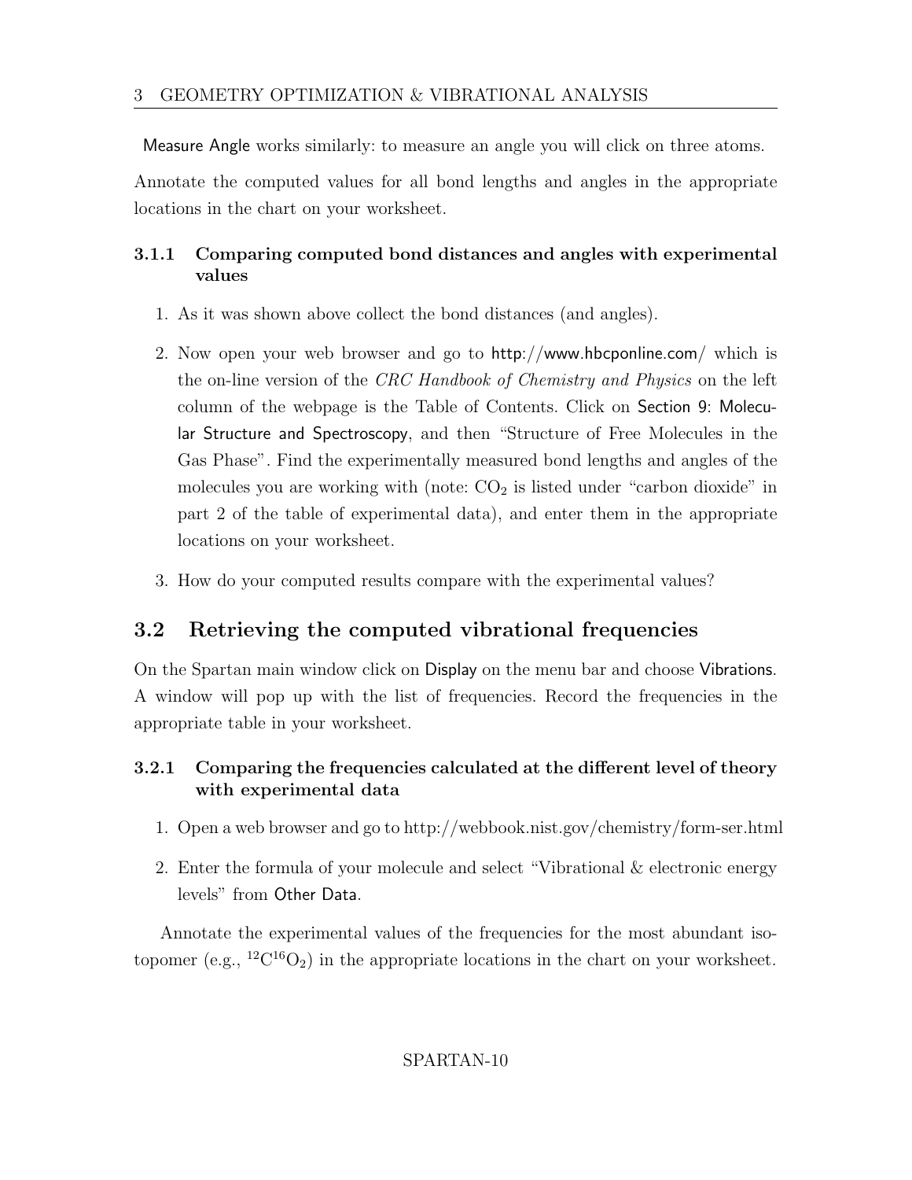Measure Angle works similarly: to measure an angle you will click on three atoms.

Annotate the computed values for all bond lengths and angles in the appropriate locations in the chart on your worksheet.

### 3.1.1 Comparing computed bond distances and angles with experimental values

1. As it was shown above collect the bond distances (and angles).
2. Now open your web browser and go to http://www.hbcponline.com/ which is the on-line version of the *CRC Handbook of Chemistry and Physics* on the left column of the webpage is the Table of Contents. Click on Section 9: Molecular Structure and Spectroscopy, and then “Structure of Free Molecules in the Gas Phase”. Find the experimentally measured bond lengths and angles of the molecules you are working with (note: $CO_2$ is listed under “carbon dioxide” in part 2 of the table of experimental data), and enter them in the appropriate locations on your worksheet.
3. How do your computed results compare with the experimental values?

## 3.2 Retrieving the computed vibrational frequencies

On the Spartan main window click on Display on the menu bar and choose Vibrations. A window will pop up with the list of frequencies. Record the frequencies in the appropriate table in your worksheet.

### 3.2.1 Comparing the frequencies calculated at the different level of theory with experimental data

1. Open a web browser and go to http://webbook.nist.gov/chemistry/form-ser.html
2. Enter the formula of your molecule and select “Vibrational & electronic energy levels” from Other Data.

Annotate the experimental values of the frequencies for the most abundant isotopomer (e.g., $^{12}C^{16}O_2$) in the appropriate locations in the chart on your worksheet.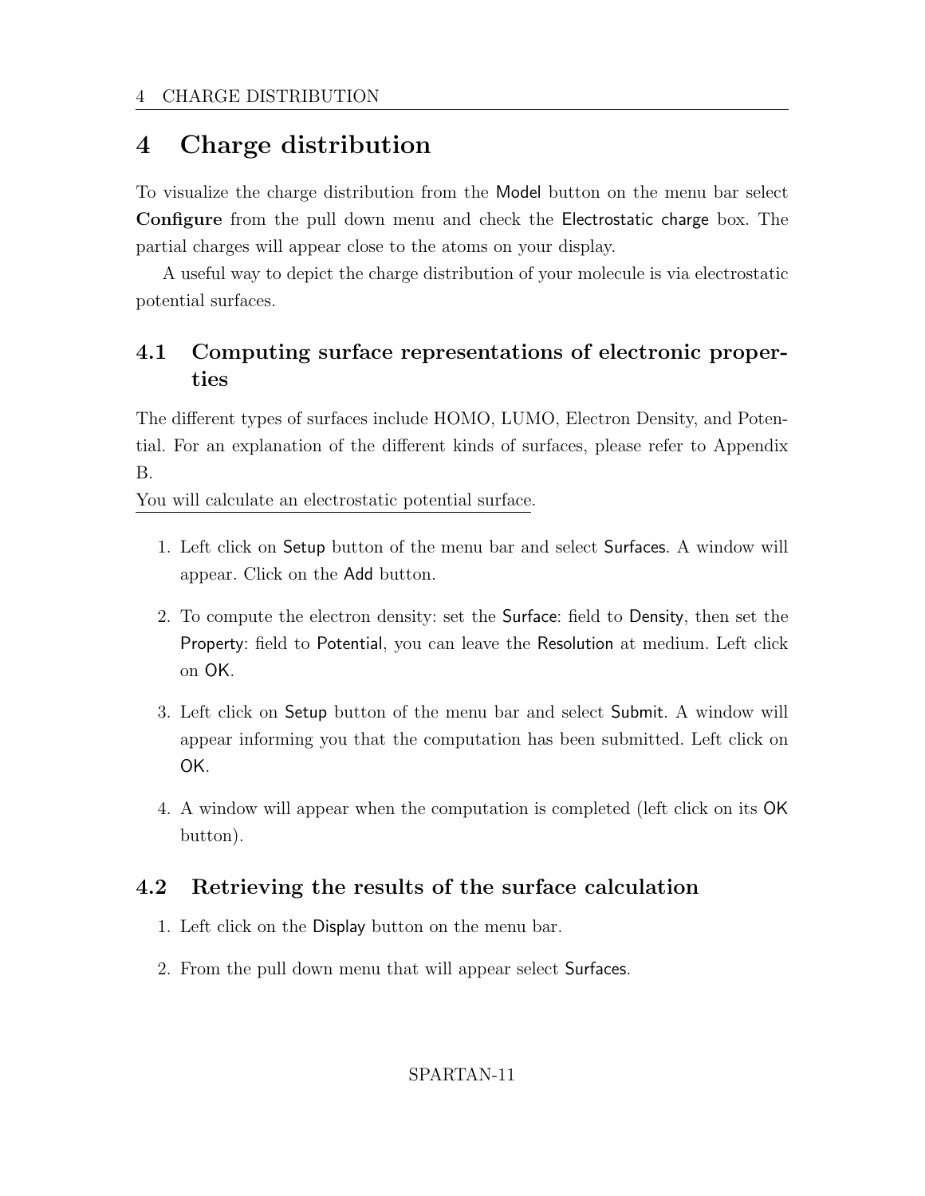# 4 Charge distribution

To visualize the charge distribution from the Model button on the menu bar select **Configure** from the pull down menu and check the Electrostatic charge box. The partial charges will appear close to the atoms on your display.

A useful way to depict the charge distribution of your molecule is via electrostatic potential surfaces.

## 4.1 Computing surface representations of electronic properties

The different types of surfaces include HOMO, LUMO, Electron Density, and Potential. For an explanation of the different kinds of surfaces, please refer to Appendix B.

<u>You will calculate an electrostatic potential surface</u>.

1. Left click on Setup button of the menu bar and select Surfaces. A window will appear. Click on the Add button.

2. To compute the electron density: set the Surface: field to Density, then set the Property: field to Potential, you can leave the Resolution at medium. Left click on OK.

3. Left click on Setup button of the menu bar and select Submit. A window will appear informing you that the computation has been submitted. Left click on OK.

4. A window will appear when the computation is completed (left click on its OK button).

## 4.2 Retrieving the results of the surface calculation

1. Left click on the Display button on the menu bar.

2. From the pull down menu that will appear select Surfaces.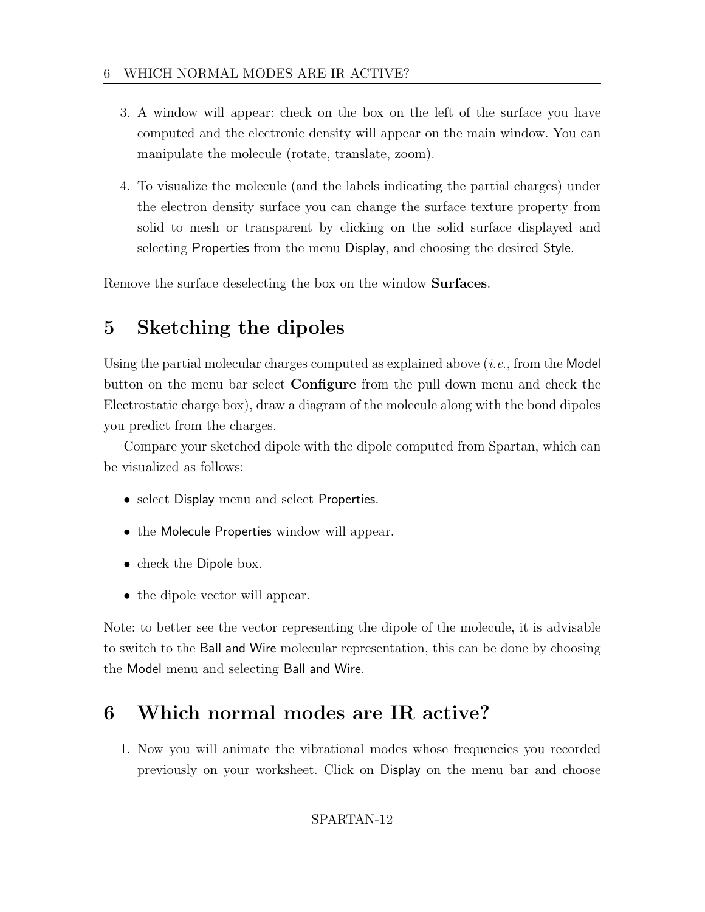3. A window will appear: check on the box on the left of the surface you have computed and the electronic density will appear on the main window. You can manipulate the molecule (rotate, translate, zoom).

4. To visualize the molecule (and the labels indicating the partial charges) under the electron density surface you can change the surface texture property from solid to mesh or transparent by clicking on the solid surface displayed and selecting Properties from the menu Display, and choosing the desired Style.

Remove the surface deselecting the box on the window **Surfaces**.

# 5 Sketching the dipoles

Using the partial molecular charges computed as explained above (*i.e.*, from the Model button on the menu bar select **Configure** from the pull down menu and check the Electrostatic charge box), draw a diagram of the molecule along with the bond dipoles you predict from the charges.

Compare your sketched dipole with the dipole computed from Spartan, which can be visualized as follows:

- select Display menu and select Properties.
- the Molecule Properties window will appear.
- check the Dipole box.
- the dipole vector will appear.

Note: to better see the vector representing the dipole of the molecule, it is advisable to switch to the Ball and Wire molecular representation, this can be done by choosing the Model menu and selecting Ball and Wire.

# 6 Which normal modes are IR active?

1. Now you will animate the vibrational modes whose frequencies you recorded previously on your worksheet. Click on Display on the menu bar and choose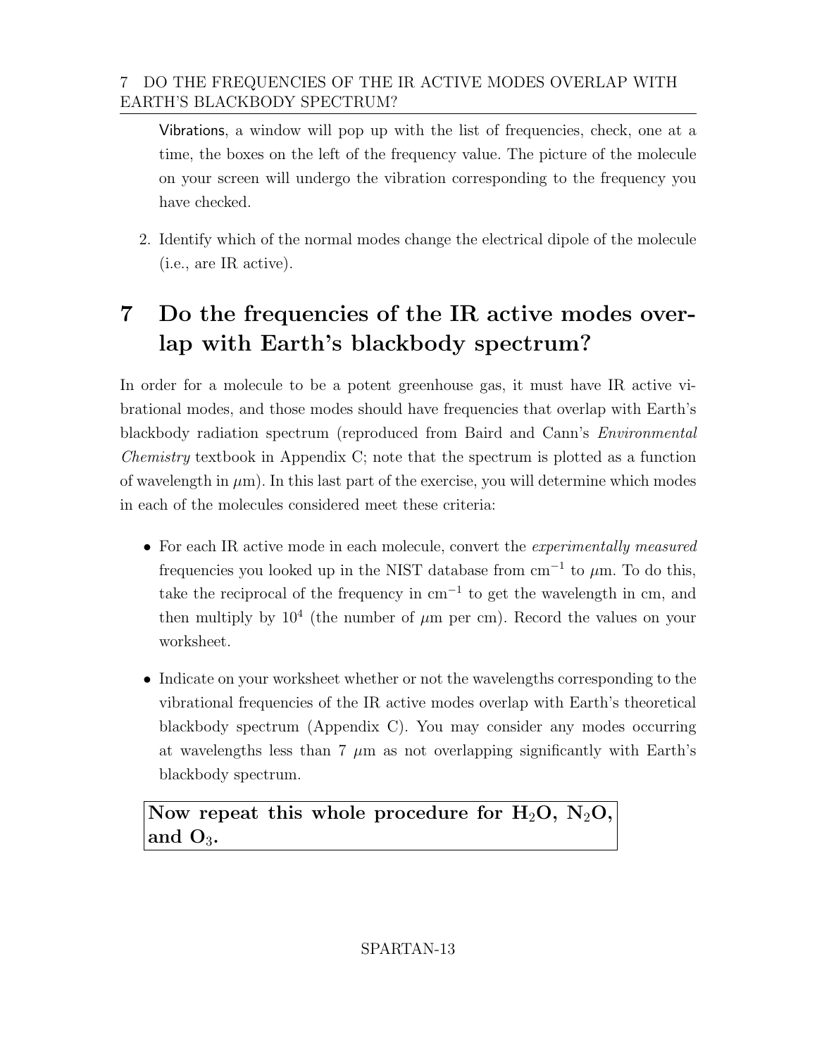Vibrations, a window will pop up with the list of frequencies, check, one at a time, the boxes on the left of the frequency value. The picture of the molecule on your screen will undergo the vibration corresponding to the frequency you have checked.

2. Identify which of the normal modes change the electrical dipole of the molecule (i.e., are IR active).

# 7 Do the frequencies of the IR active modes overlap with Earth's blackbody spectrum?

In order for a molecule to be a potent greenhouse gas, it must have IR active vibrational modes, and those modes should have frequencies that overlap with Earth's blackbody radiation spectrum (reproduced from Baird and Cann's *Environmental Chemistry* textbook in Appendix C; note that the spectrum is plotted as a function of wavelength in $\mu$m). In this last part of the exercise, you will determine which modes in each of the molecules considered meet these criteria:

- For each IR active mode in each molecule, convert the *experimentally measured* frequencies you looked up in the NIST database from $\text{cm}^{-1}$ to $\mu$m. To do this, take the reciprocal of the frequency in $\text{cm}^{-1}$ to get the wavelength in cm, and then multiply by $10^4$ (the number of $\mu$m per cm). Record the values on your worksheet.
- Indicate on your worksheet whether or not the wavelengths corresponding to the vibrational frequencies of the IR active modes overlap with Earth's theoretical blackbody spectrum (Appendix C). You may consider any modes occurring at wavelengths less than 7 $\mu$m as not overlapping significantly with Earth's blackbody spectrum.

**Now repeat this whole procedure for $H_2O$, $N_2O$, and $O_3$.**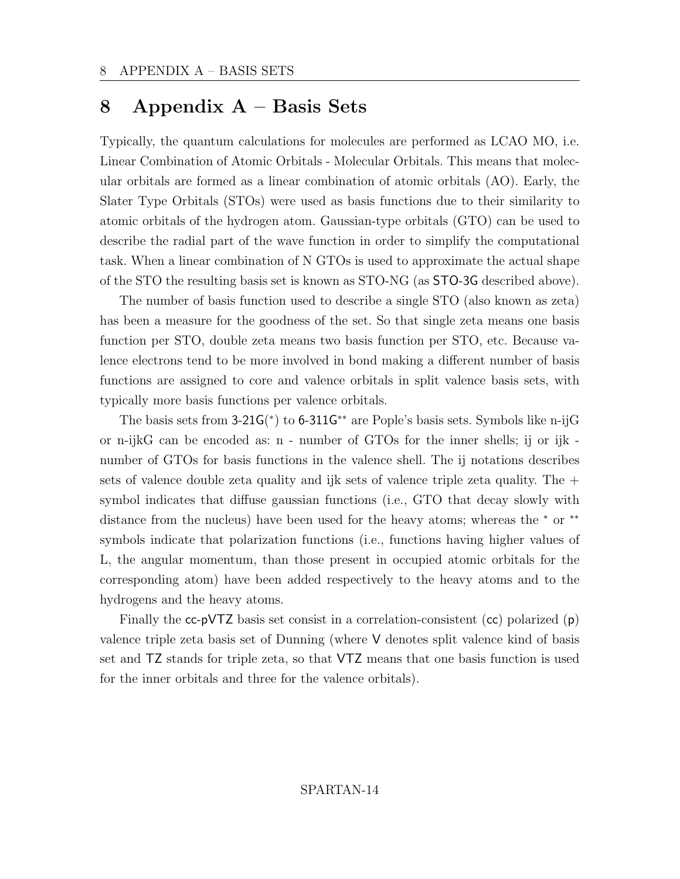# 8 Appendix A – Basis Sets

Typically, the quantum calculations for molecules are performed as LCAO MO, i.e. Linear Combination of Atomic Orbitals - Molecular Orbitals. This means that molecular orbitals are formed as a linear combination of atomic orbitals (AO). Early, the Slater Type Orbitals (STOs) were used as basis functions due to their similarity to atomic orbitals of the hydrogen atom. Gaussian-type orbitals (GTO) can be used to describe the radial part of the wave function in order to simplify the computational task. When a linear combination of N GTOs is used to approximate the actual shape of the STO the resulting basis set is known as STO-NG (as STO-3G described above).

The number of basis function used to describe a single STO (also known as zeta) has been a measure for the goodness of the set. So that single zeta means one basis function per STO, double zeta means two basis function per STO, etc. Because valence electrons tend to be more involved in bond making a different number of basis functions are assigned to core and valence orbitals in split valence basis sets, with typically more basis functions per valence orbitals.

The basis sets from 3-21G(*) to 6-311G** are Pople's basis sets. Symbols like n-ijG or n-ijkG can be encoded as: n - number of GTOs for the inner shells; ij or ijk - number of GTOs for basis functions in the valence shell. The ij notations describes sets of valence double zeta quality and ijk sets of valence triple zeta quality. The + symbol indicates that diffuse gaussian functions (i.e., GTO that decay slowly with distance from the nucleus) have been used for the heavy atoms; whereas the * or ** symbols indicate that polarization functions (i.e., functions having higher values of L, the angular momentum, than those present in occupied atomic orbitals for the corresponding atom) have been added respectively to the heavy atoms and to the hydrogens and the heavy atoms.

Finally the cc-pVTZ basis set consist in a correlation-consistent (cc) polarized (p) valence triple zeta basis set of Dunning (where V denotes split valence kind of basis set and TZ stands for triple zeta, so that VTZ means that one basis function is used for the inner orbitals and three for the valence orbitals).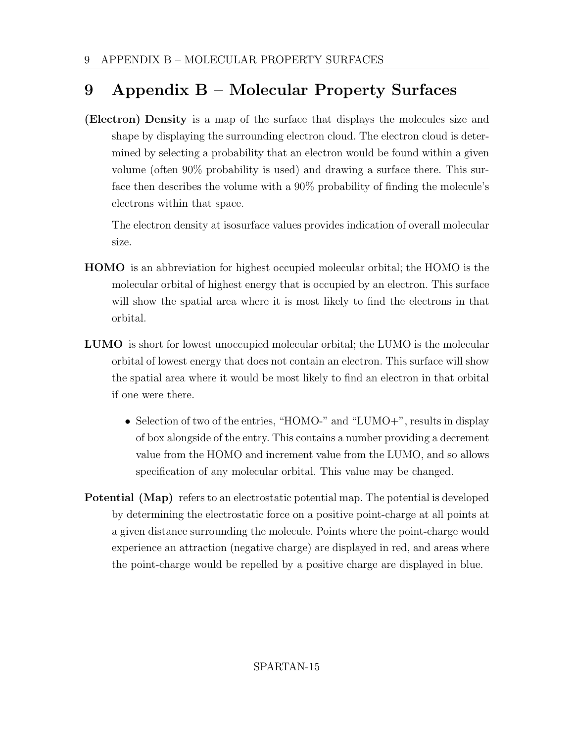# 9 Appendix B – Molecular Property Surfaces

**(Electron) Density** is a map of the surface that displays the molecules size and shape by displaying the surrounding electron cloud. The electron cloud is determined by selecting a probability that an electron would be found within a given volume (often 90% probability is used) and drawing a surface there. This surface then describes the volume with a 90% probability of finding the molecule's electrons within that space.

The electron density at isosurface values provides indication of overall molecular size.

**HOMO** is an abbreviation for highest occupied molecular orbital; the HOMO is the molecular orbital of highest energy that is occupied by an electron. This surface will show the spatial area where it is most likely to find the electrons in that orbital.

**LUMO** is short for lowest unoccupied molecular orbital; the LUMO is the molecular orbital of lowest energy that does not contain an electron. This surface will show the spatial area where it would be most likely to find an electron in that orbital if one were there.

- Selection of two of the entries, "HOMO-" and "LUMO+", results in display of box alongside of the entry. This contains a number providing a decrement value from the HOMO and increment value from the LUMO, and so allows specification of any molecular orbital. This value may be changed.

**Potential (Map)** refers to an electrostatic potential map. The potential is developed by determining the electrostatic force on a positive point-charge at all points at a given distance surrounding the molecule. Points where the point-charge would experience an attraction (negative charge) are displayed in red, and areas where the point-charge would be repelled by a positive charge are displayed in blue.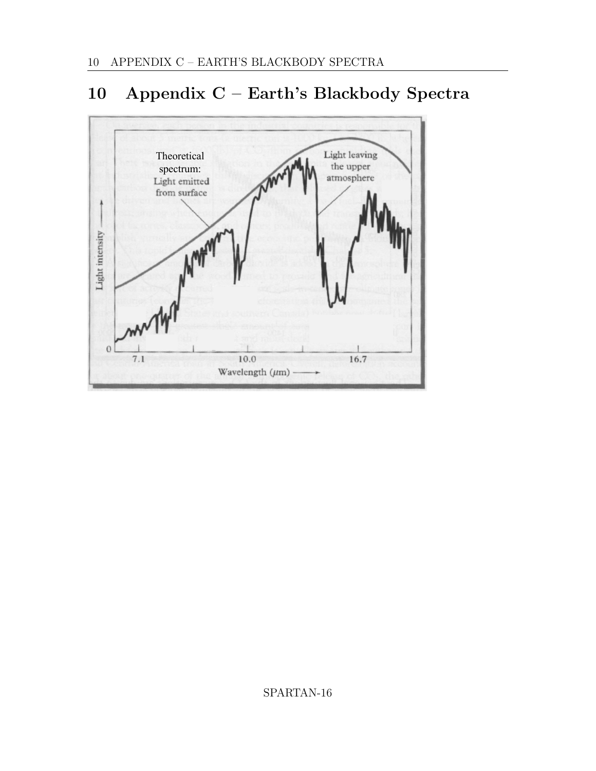# 10 Appendix C – Earth's Blackbody Spectra

Theoretical spectrum: Light emitted from surface

Light leaving the upper atmosphere

Light intensity

0

7.1

10.0

16.7

Wavelength ($\mu m$) ⟶